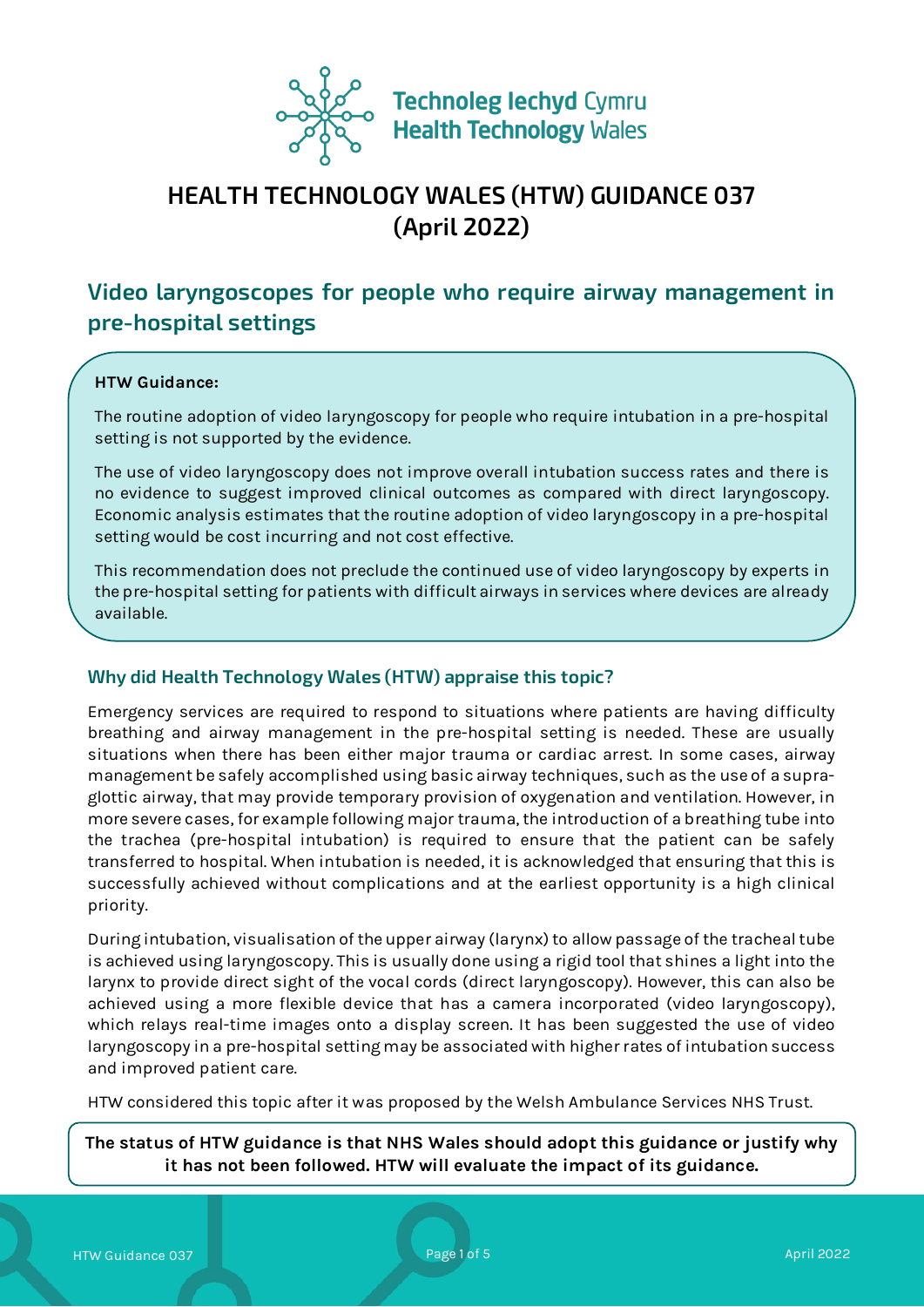Technoleg Iechyd Cymru
Health Technology Wales

# HEALTH TECHNOLOGY WALES (HTW) GUIDANCE 037 (April 2022)

## Video laryngoscopes for people who require airway management in pre-hospital settings

**HTW Guidance:**

The routine adoption of video laryngoscopy for people who require intubation in a pre-hospital setting is not supported by the evidence.

The use of video laryngoscopy does not improve overall intubation success rates and there is no evidence to suggest improved clinical outcomes as compared with direct laryngoscopy. Economic analysis estimates that the routine adoption of video laryngoscopy in a pre-hospital setting would be cost incurring and not cost effective.

This recommendation does not preclude the continued use of video laryngoscopy by experts in the pre-hospital setting for patients with difficult airways in services where devices are already available.

### Why did Health Technology Wales (HTW) appraise this topic?

Emergency services are required to respond to situations where patients are having difficulty breathing and airway management in the pre-hospital setting is needed. These are usually situations when there has been either major trauma or cardiac arrest. In some cases, airway management be safely accomplished using basic airway techniques, such as the use of a supra-glottic airway, that may provide temporary provision of oxygenation and ventilation. However, in more severe cases, for example following major trauma, the introduction of a breathing tube into the trachea (pre-hospital intubation) is required to ensure that the patient can be safely transferred to hospital. When intubation is needed, it is acknowledged that ensuring that this is successfully achieved without complications and at the earliest opportunity is a high clinical priority.

During intubation, visualisation of the upper airway (larynx) to allow passage of the tracheal tube is achieved using laryngoscopy. This is usually done using a rigid tool that shines a light into the larynx to provide direct sight of the vocal cords (direct laryngoscopy). However, this can also be achieved using a more flexible device that has a camera incorporated (video laryngoscopy), which relays real-time images onto a display screen. It has been suggested the use of video laryngoscopy in a pre-hospital setting may be associated with higher rates of intubation success and improved patient care.

HTW considered this topic after it was proposed by the Welsh Ambulance Services NHS Trust.

**The status of HTW guidance is that NHS Wales should adopt this guidance or justify why it has not been followed. HTW will evaluate the impact of its guidance.**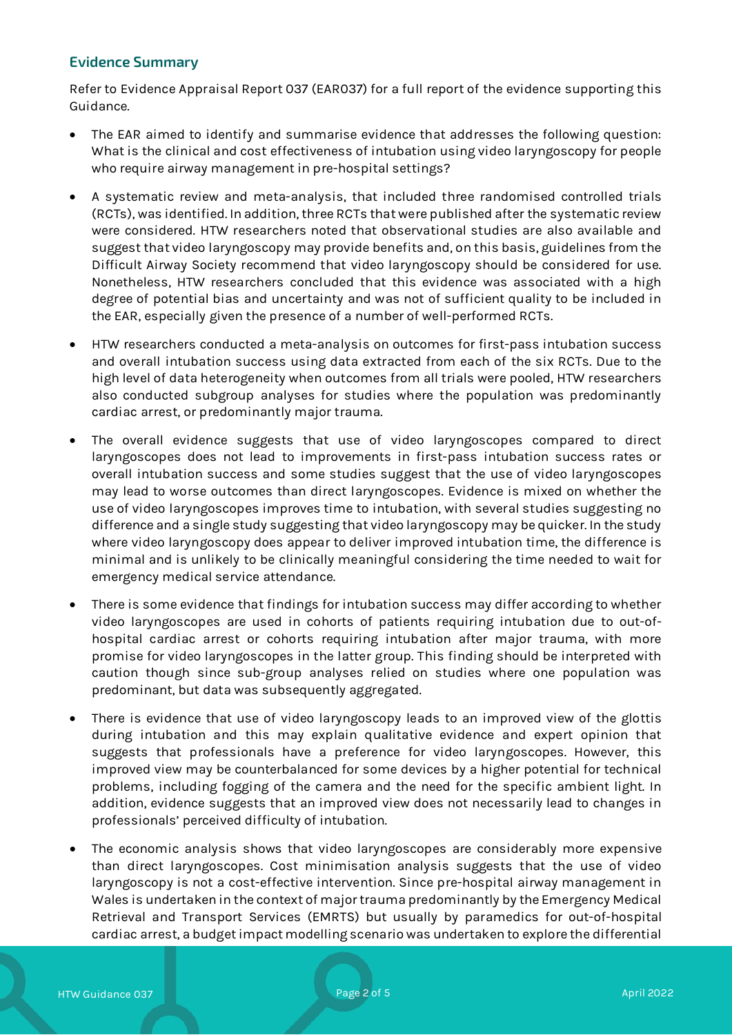## Evidence Summary

Refer to Evidence Appraisal Report 037 (EAR037) for a full report of the evidence supporting this Guidance.

- The EAR aimed to identify and summarise evidence that addresses the following question: What is the clinical and cost effectiveness of intubation using video laryngoscopy for people who require airway management in pre-hospital settings?
- A systematic review and meta-analysis, that included three randomised controlled trials (RCTs), was identified. In addition, three RCTs that were published after the systematic review were considered. HTW researchers noted that observational studies are also available and suggest that video laryngoscopy may provide benefits and, on this basis, guidelines from the Difficult Airway Society recommend that video laryngoscopy should be considered for use. Nonetheless, HTW researchers concluded that this evidence was associated with a high degree of potential bias and uncertainty and was not of sufficient quality to be included in the EAR, especially given the presence of a number of well-performed RCTs.
- HTW researchers conducted a meta-analysis on outcomes for first-pass intubation success and overall intubation success using data extracted from each of the six RCTs. Due to the high level of data heterogeneity when outcomes from all trials were pooled, HTW researchers also conducted subgroup analyses for studies where the population was predominantly cardiac arrest, or predominantly major trauma.
- The overall evidence suggests that use of video laryngoscopes compared to direct laryngoscopes does not lead to improvements in first-pass intubation success rates or overall intubation success and some studies suggest that the use of video laryngoscopes may lead to worse outcomes than direct laryngoscopes. Evidence is mixed on whether the use of video laryngoscopes improves time to intubation, with several studies suggesting no difference and a single study suggesting that video laryngoscopy may be quicker. In the study where video laryngoscopy does appear to deliver improved intubation time, the difference is minimal and is unlikely to be clinically meaningful considering the time needed to wait for emergency medical service attendance.
- There is some evidence that findings for intubation success may differ according to whether video laryngoscopes are used in cohorts of patients requiring intubation due to out-of-hospital cardiac arrest or cohorts requiring intubation after major trauma, with more promise for video laryngoscopes in the latter group. This finding should be interpreted with caution though since sub-group analyses relied on studies where one population was predominant, but data was subsequently aggregated.
- There is evidence that use of video laryngoscopy leads to an improved view of the glottis during intubation and this may explain qualitative evidence and expert opinion that suggests that professionals have a preference for video laryngoscopes. However, this improved view may be counterbalanced for some devices by a higher potential for technical problems, including fogging of the camera and the need for the specific ambient light. In addition, evidence suggests that an improved view does not necessarily lead to changes in professionals' perceived difficulty of intubation.
- The economic analysis shows that video laryngoscopes are considerably more expensive than direct laryngoscopes. Cost minimisation analysis suggests that the use of video laryngoscopy is not a cost-effective intervention. Since pre-hospital airway management in Wales is undertaken in the context of major trauma predominantly by the Emergency Medical Retrieval and Transport Services (EMRTS) but usually by paramedics for out-of-hospital cardiac arrest, a budget impact modelling scenario was undertaken to explore the differential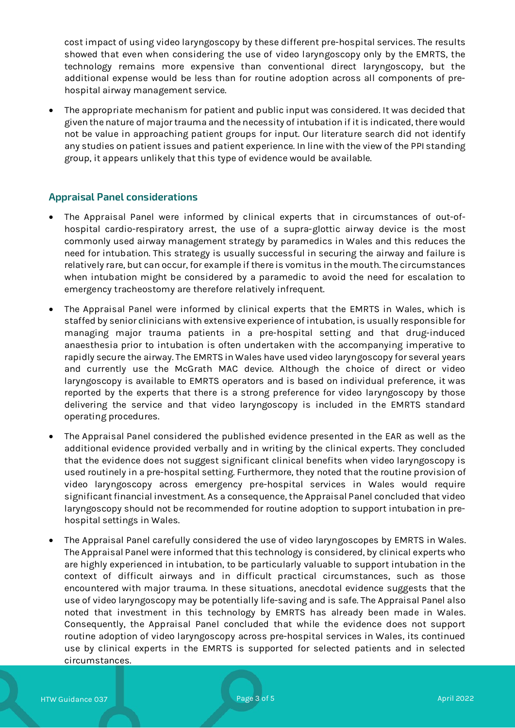cost impact of using video laryngoscopy by these different pre-hospital services. The results showed that even when considering the use of video laryngoscopy only by the EMRTS, the technology remains more expensive than conventional direct laryngoscopy, but the additional expense would be less than for routine adoption across all components of pre-hospital airway management service.

- The appropriate mechanism for patient and public input was considered. It was decided that given the nature of major trauma and the necessity of intubation if it is indicated, there would not be value in approaching patient groups for input. Our literature search did not identify any studies on patient issues and patient experience. In line with the view of the PPI standing group, it appears unlikely that this type of evidence would be available.

## Appraisal Panel considerations

- The Appraisal Panel were informed by clinical experts that in circumstances of out-of-hospital cardio-respiratory arrest, the use of a supra-glottic airway device is the most commonly used airway management strategy by paramedics in Wales and this reduces the need for intubation. This strategy is usually successful in securing the airway and failure is relatively rare, but can occur, for example if there is vomitus in the mouth. The circumstances when intubation might be considered by a paramedic to avoid the need for escalation to emergency tracheostomy are therefore relatively infrequent.
- The Appraisal Panel were informed by clinical experts that the EMRTS in Wales, which is staffed by senior clinicians with extensive experience of intubation, is usually responsible for managing major trauma patients in a pre-hospital setting and that drug-induced anaesthesia prior to intubation is often undertaken with the accompanying imperative to rapidly secure the airway. The EMRTS in Wales have used video laryngoscopy for several years and currently use the McGrath MAC device. Although the choice of direct or video laryngoscopy is available to EMRTS operators and is based on individual preference, it was reported by the experts that there is a strong preference for video laryngoscopy by those delivering the service and that video laryngoscopy is included in the EMRTS standard operating procedures.
- The Appraisal Panel considered the published evidence presented in the EAR as well as the additional evidence provided verbally and in writing by the clinical experts. They concluded that the evidence does not suggest significant clinical benefits when video laryngoscopy is used routinely in a pre-hospital setting. Furthermore, they noted that the routine provision of video laryngoscopy across emergency pre-hospital services in Wales would require significant financial investment. As a consequence, the Appraisal Panel concluded that video laryngoscopy should not be recommended for routine adoption to support intubation in pre-hospital settings in Wales.
- The Appraisal Panel carefully considered the use of video laryngoscopes by EMRTS in Wales. The Appraisal Panel were informed that this technology is considered, by clinical experts who are highly experienced in intubation, to be particularly valuable to support intubation in the context of difficult airways and in difficult practical circumstances, such as those encountered with major trauma. In these situations, anecdotal evidence suggests that the use of video laryngoscopy may be potentially life-saving and is safe. The Appraisal Panel also noted that investment in this technology by EMRTS has already been made in Wales. Consequently, the Appraisal Panel concluded that while the evidence does not support routine adoption of video laryngoscopy across pre-hospital services in Wales, its continued use by clinical experts in the EMRTS is supported for selected patients and in selected circumstances.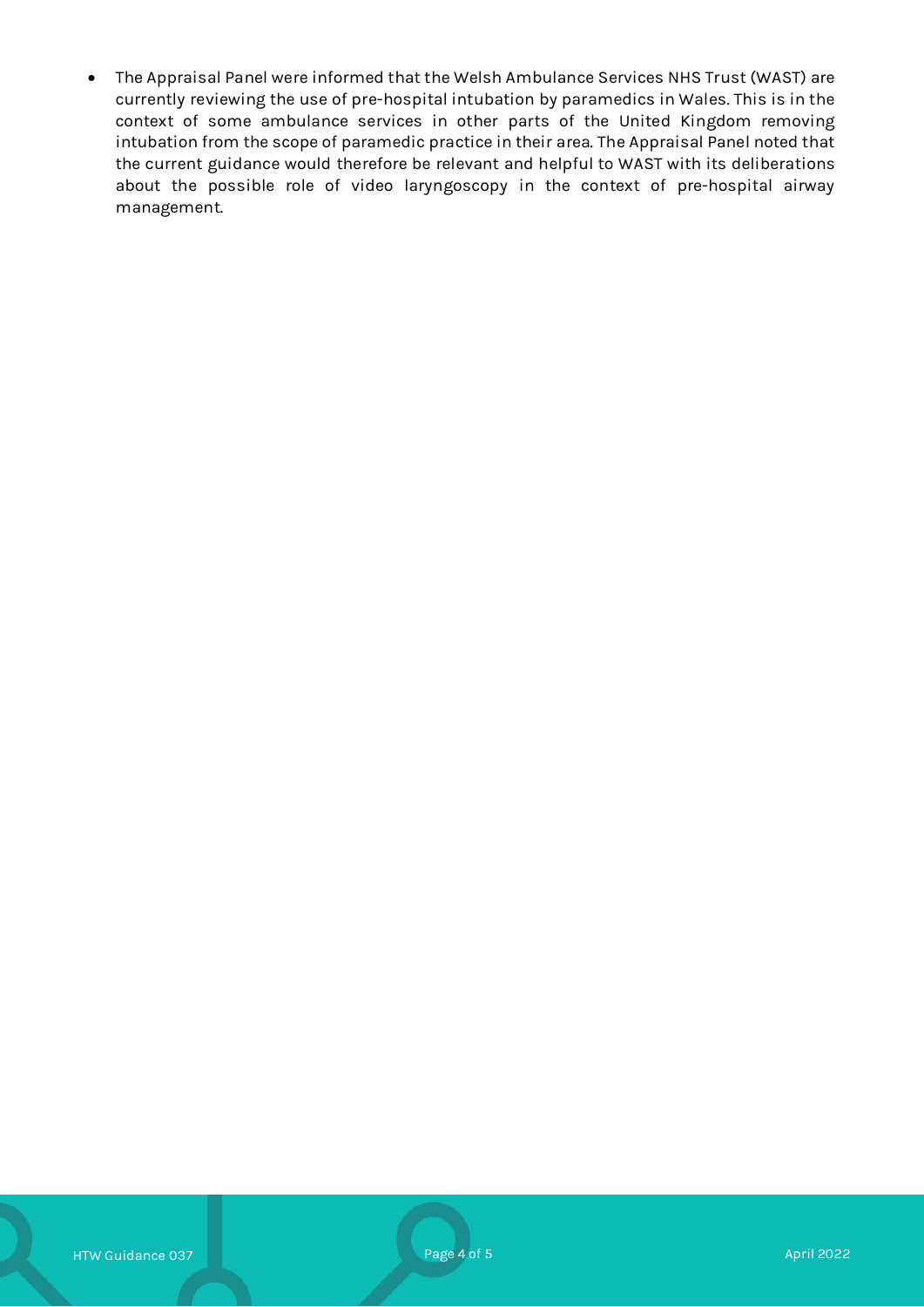- The Appraisal Panel were informed that the Welsh Ambulance Services NHS Trust (WAST) are currently reviewing the use of pre-hospital intubation by paramedics in Wales. This is in the context of some ambulance services in other parts of the United Kingdom removing intubation from the scope of paramedic practice in their area. The Appraisal Panel noted that the current guidance would therefore be relevant and helpful to WAST with its deliberations about the possible role of video laryngoscopy in the context of pre-hospital airway management.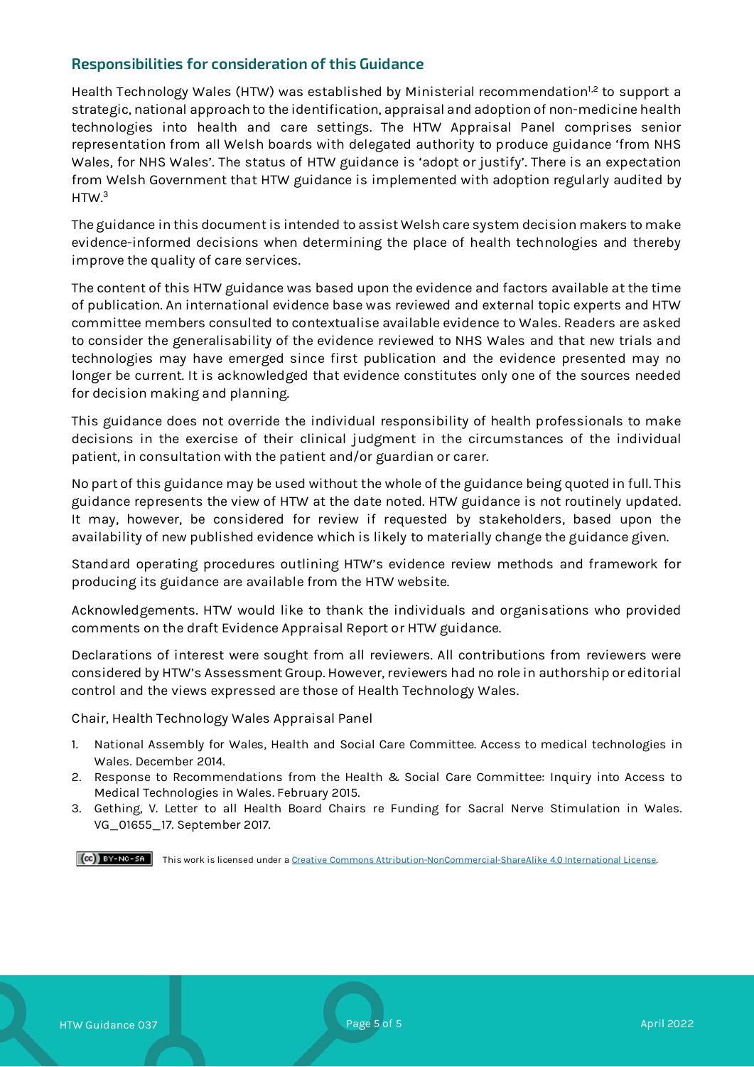## Responsibilities for consideration of this Guidance

Health Technology Wales (HTW) was established by Ministerial recommendation[1,2] to support a strategic, national approach to the identification, appraisal and adoption of non-medicine health technologies into health and care settings. The HTW Appraisal Panel comprises senior representation from all Welsh boards with delegated authority to produce guidance 'from NHS Wales, for NHS Wales'. The status of HTW guidance is 'adopt or justify'. There is an expectation from Welsh Government that HTW guidance is implemented with adoption regularly audited by HTW.[3]

The guidance in this document is intended to assist Welsh care system decision makers to make evidence-informed decisions when determining the place of health technologies and thereby improve the quality of care services.

The content of this HTW guidance was based upon the evidence and factors available at the time of publication. An international evidence base was reviewed and external topic experts and HTW committee members consulted to contextualise available evidence to Wales. Readers are asked to consider the generalisability of the evidence reviewed to NHS Wales and that new trials and technologies may have emerged since first publication and the evidence presented may no longer be current. It is acknowledged that evidence constitutes only one of the sources needed for decision making and planning.

This guidance does not override the individual responsibility of health professionals to make decisions in the exercise of their clinical judgment in the circumstances of the individual patient, in consultation with the patient and/or guardian or carer.

No part of this guidance may be used without the whole of the guidance being quoted in full. This guidance represents the view of HTW at the date noted. HTW guidance is not routinely updated. It may, however, be considered for review if requested by stakeholders, based upon the availability of new published evidence which is likely to materially change the guidance given.

Standard operating procedures outlining HTW's evidence review methods and framework for producing its guidance are available from the HTW website.

Acknowledgements. HTW would like to thank the individuals and organisations who provided comments on the draft Evidence Appraisal Report or HTW guidance.

Declarations of interest were sought from all reviewers. All contributions from reviewers were considered by HTW's Assessment Group. However, reviewers had no role in authorship or editorial control and the views expressed are those of Health Technology Wales.

Chair, Health Technology Wales Appraisal Panel

1. National Assembly for Wales, Health and Social Care Committee. Access to medical technologies in Wales. December 2014.
2. Response to Recommendations from the Health & Social Care Committee: Inquiry into Access to Medical Technologies in Wales. February 2015.
3. Gething, V. Letter to all Health Board Chairs re Funding for Sacral Nerve Stimulation in Wales. VG_01655_17. September 2017.

This work is licensed under a Creative Commons Attribution-NonCommercial-ShareAlike 4.0 International License.